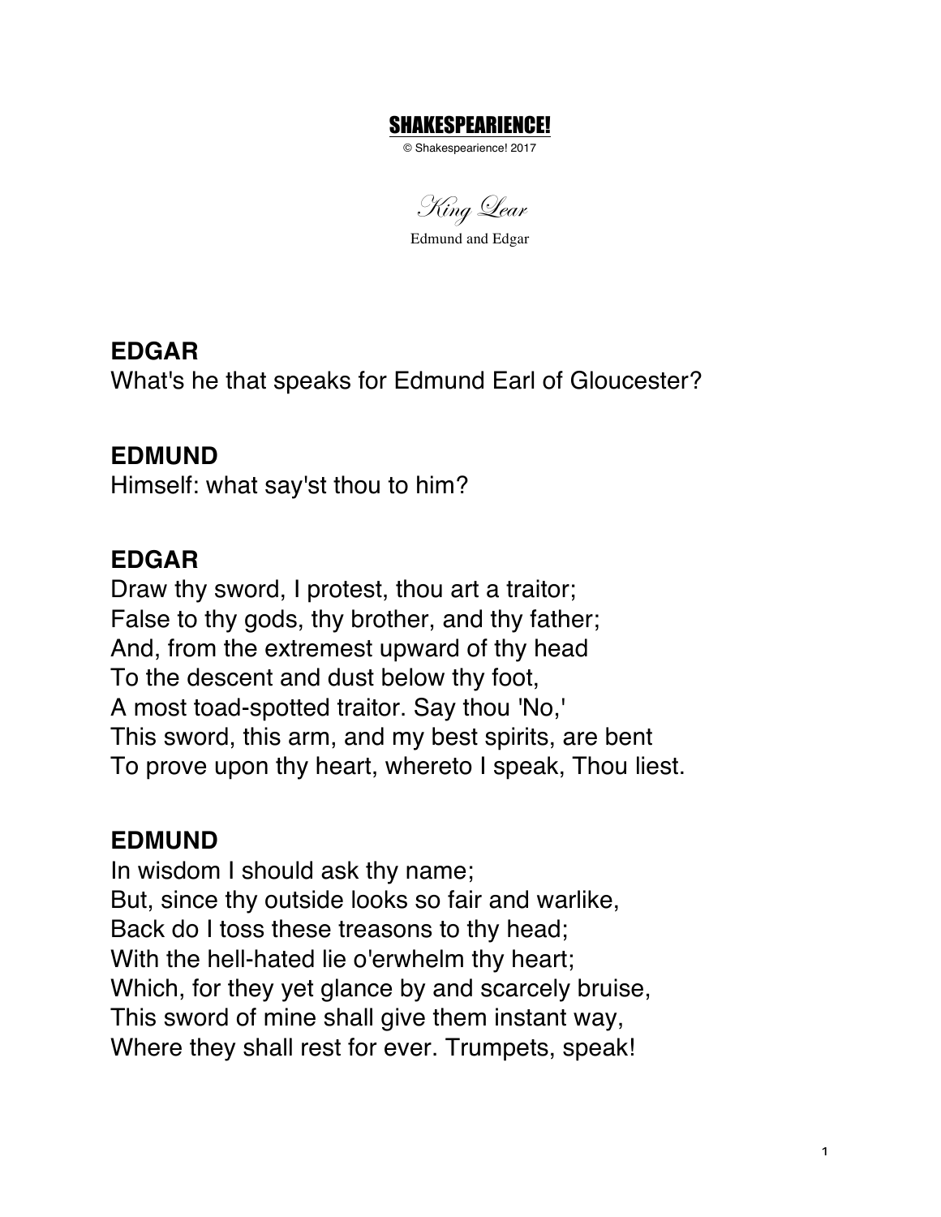**SHAKESPEARIENCE!**

© Shakespearience! 2017

# *King Lear*

Edmund and Edgar

**EDGAR**

What's he that speaks for Edmund Earl of Gloucester?

**EDMUND**

Himself: what say'st thou to him?

**EDGAR**

Draw thy sword, I protest, thou art a traitor;
False to thy gods, thy brother, and thy father;
And, from the extremest upward of thy head
To the descent and dust below thy foot,
A most toad-spotted traitor. Say thou 'No,'
This sword, this arm, and my best spirits, are bent
To prove upon thy heart, whereto I speak, Thou liest.

**EDMUND**

In wisdom I should ask thy name;
But, since thy outside looks so fair and warlike,
Back do I toss these treasons to thy head;
With the hell-hated lie o'erwhelm thy heart;
Which, for they yet glance by and scarcely bruise,
This sword of mine shall give them instant way,
Where they shall rest for ever. Trumpets, speak!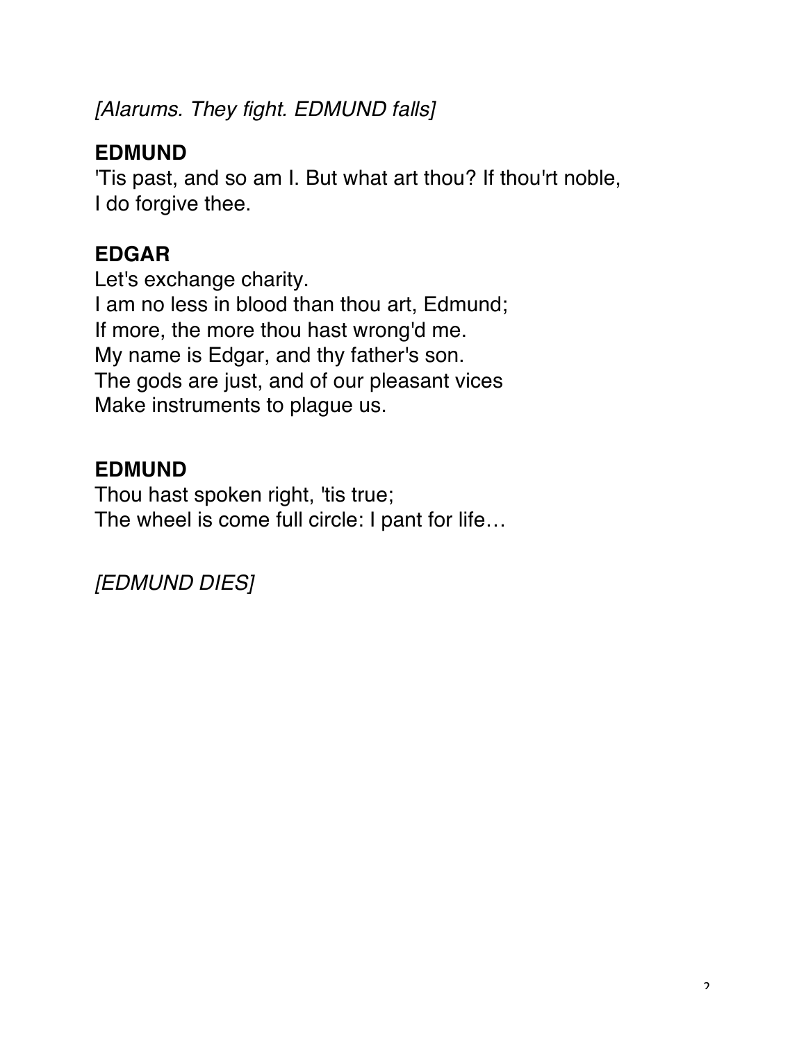*[Alarums. They fight. EDMUND falls]*

**EDMUND**
'Tis past, and so am I. But what art thou? If thou'rt noble,
I do forgive thee.

**EDGAR**
Let's exchange charity.
I am no less in blood than thou art, Edmund;
If more, the more thou hast wrong'd me.
My name is Edgar, and thy father's son.
The gods are just, and of our pleasant vices
Make instruments to plague us.

**EDMUND**
Thou hast spoken right, 'tis true;
The wheel is come full circle: I pant for life…

*[EDMUND DIES]*